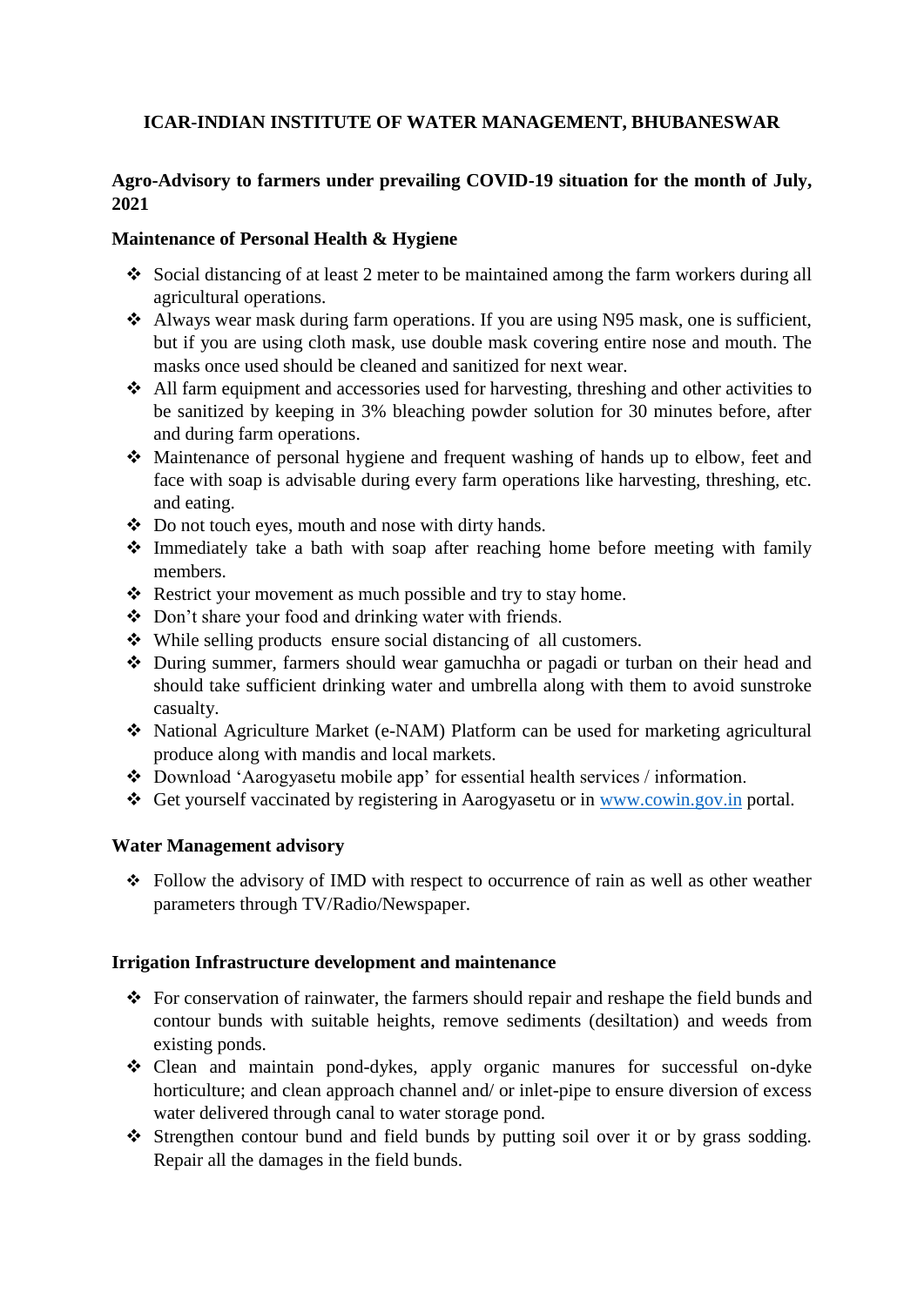# ICAR-INDIAN INSTITUTE OF WATER MANAGEMENT, BHUBANESWAR

## Agro-Advisory to farmers under prevailing COVID-19 situation for the month of July, 2021

### Maintenance of Personal Health & Hygiene

- Social distancing of at least 2 meter to be maintained among the farm workers during all agricultural operations.
- Always wear mask during farm operations. If you are using N95 mask, one is sufficient, but if you are using cloth mask, use double mask covering entire nose and mouth. The masks once used should be cleaned and sanitized for next wear.
- All farm equipment and accessories used for harvesting, threshing and other activities to be sanitized by keeping in 3% bleaching powder solution for 30 minutes before, after and during farm operations.
- Maintenance of personal hygiene and frequent washing of hands up to elbow, feet and face with soap is advisable during every farm operations like harvesting, threshing, etc. and eating.
- Do not touch eyes, mouth and nose with dirty hands.
- Immediately take a bath with soap after reaching home before meeting with family members.
- Restrict your movement as much possible and try to stay home.
- Don't share your food and drinking water with friends.
- While selling products ensure social distancing of all customers.
- During summer, farmers should wear gamuchha or pagadi or turban on their head and should take sufficient drinking water and umbrella along with them to avoid sunstroke casualty.
- National Agriculture Market (e-NAM) Platform can be used for marketing agricultural produce along with mandis and local markets.
- Download 'Aarogyasetu mobile app' for essential health services / information.
- Get yourself vaccinated by registering in Aarogyasetu or in [www.cowin.gov.in](http://www.cowin.gov.in) portal.

### Water Management advisory

- Follow the advisory of IMD with respect to occurrence of rain as well as other weather parameters through TV/Radio/Newspaper.

### Irrigation Infrastructure development and maintenance

- For conservation of rainwater, the farmers should repair and reshape the field bunds and contour bunds with suitable heights, remove sediments (desiltation) and weeds from existing ponds.
- Clean and maintain pond-dykes, apply organic manures for successful on-dyke horticulture; and clean approach channel and/ or inlet-pipe to ensure diversion of excess water delivered through canal to water storage pond.
- Strengthen contour bund and field bunds by putting soil over it or by grass sodding. Repair all the damages in the field bunds.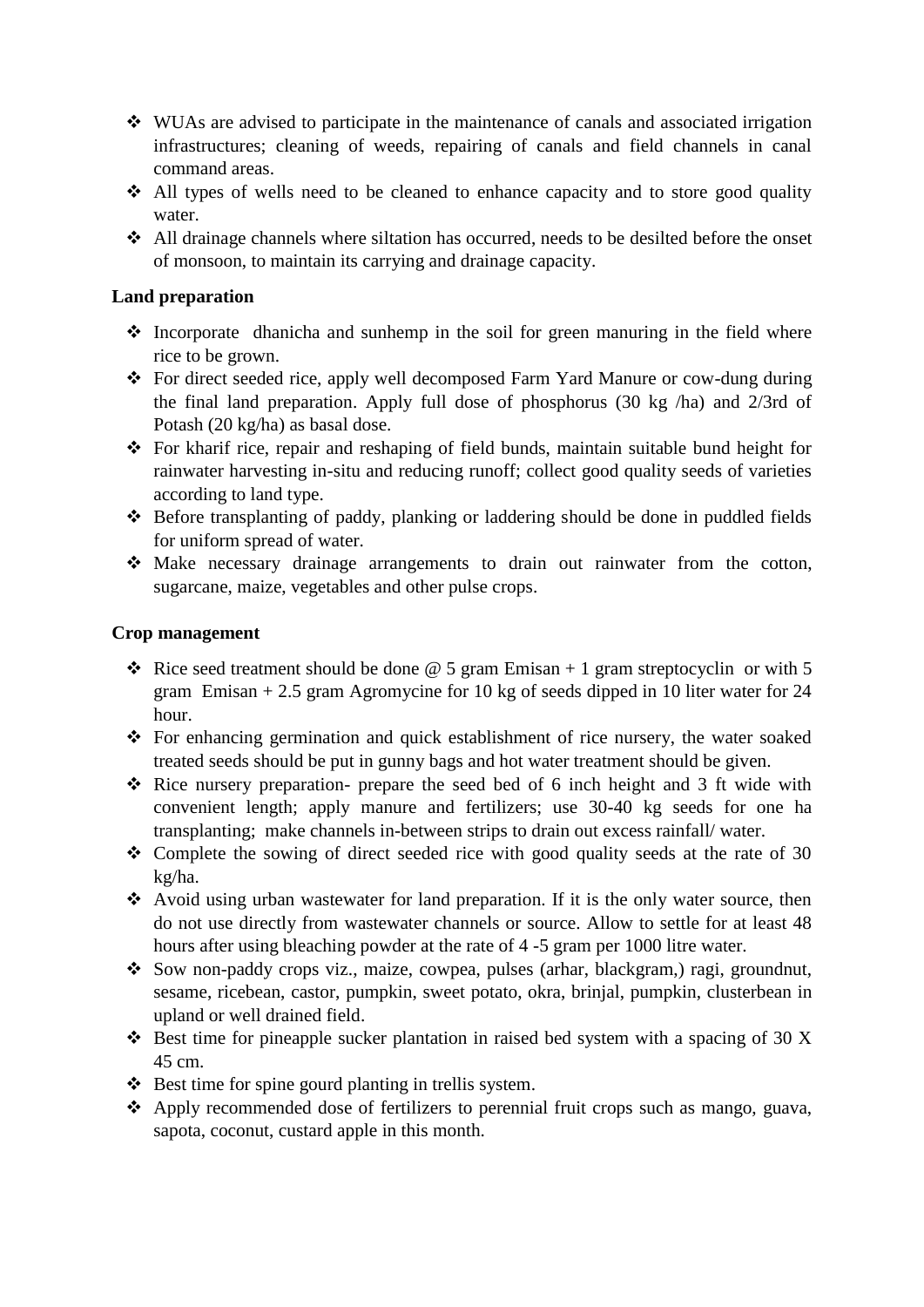- WUAs are advised to participate in the maintenance of canals and associated irrigation infrastructures; cleaning of weeds, repairing of canals and field channels in canal command areas.
- All types of wells need to be cleaned to enhance capacity and to store good quality water.
- All drainage channels where siltation has occurred, needs to be desilted before the onset of monsoon, to maintain its carrying and drainage capacity.

**Land preparation**

- Incorporate dhanicha and sunhemp in the soil for green manuring in the field where rice to be grown.
- For direct seeded rice, apply well decomposed Farm Yard Manure or cow-dung during the final land preparation. Apply full dose of phosphorus (30 kg /ha) and 2/3rd of Potash (20 kg/ha) as basal dose.
- For kharif rice, repair and reshaping of field bunds, maintain suitable bund height for rainwater harvesting in-situ and reducing runoff; collect good quality seeds of varieties according to land type.
- Before transplanting of paddy, planking or laddering should be done in puddled fields for uniform spread of water.
- Make necessary drainage arrangements to drain out rainwater from the cotton, sugarcane, maize, vegetables and other pulse crops.

**Crop management**

- Rice seed treatment should be done @ 5 gram Emisan + 1 gram streptocyclin or with 5 gram Emisan + 2.5 gram Agromycine for 10 kg of seeds dipped in 10 liter water for 24 hour.
- For enhancing germination and quick establishment of rice nursery, the water soaked treated seeds should be put in gunny bags and hot water treatment should be given.
- Rice nursery preparation- prepare the seed bed of 6 inch height and 3 ft wide with convenient length; apply manure and fertilizers; use 30-40 kg seeds for one ha transplanting; make channels in-between strips to drain out excess rainfall/ water.
- Complete the sowing of direct seeded rice with good quality seeds at the rate of 30 kg/ha.
- Avoid using urban wastewater for land preparation. If it is the only water source, then do not use directly from wastewater channels or source. Allow to settle for at least 48 hours after using bleaching powder at the rate of 4 -5 gram per 1000 litre water.
- Sow non-paddy crops viz., maize, cowpea, pulses (arhar, blackgram,) ragi, groundnut, sesame, ricebean, castor, pumpkin, sweet potato, okra, brinjal, pumpkin, clusterbean in upland or well drained field.
- Best time for pineapple sucker plantation in raised bed system with a spacing of 30 X 45 cm.
- Best time for spine gourd planting in trellis system.
- Apply recommended dose of fertilizers to perennial fruit crops such as mango, guava, sapota, coconut, custard apple in this month.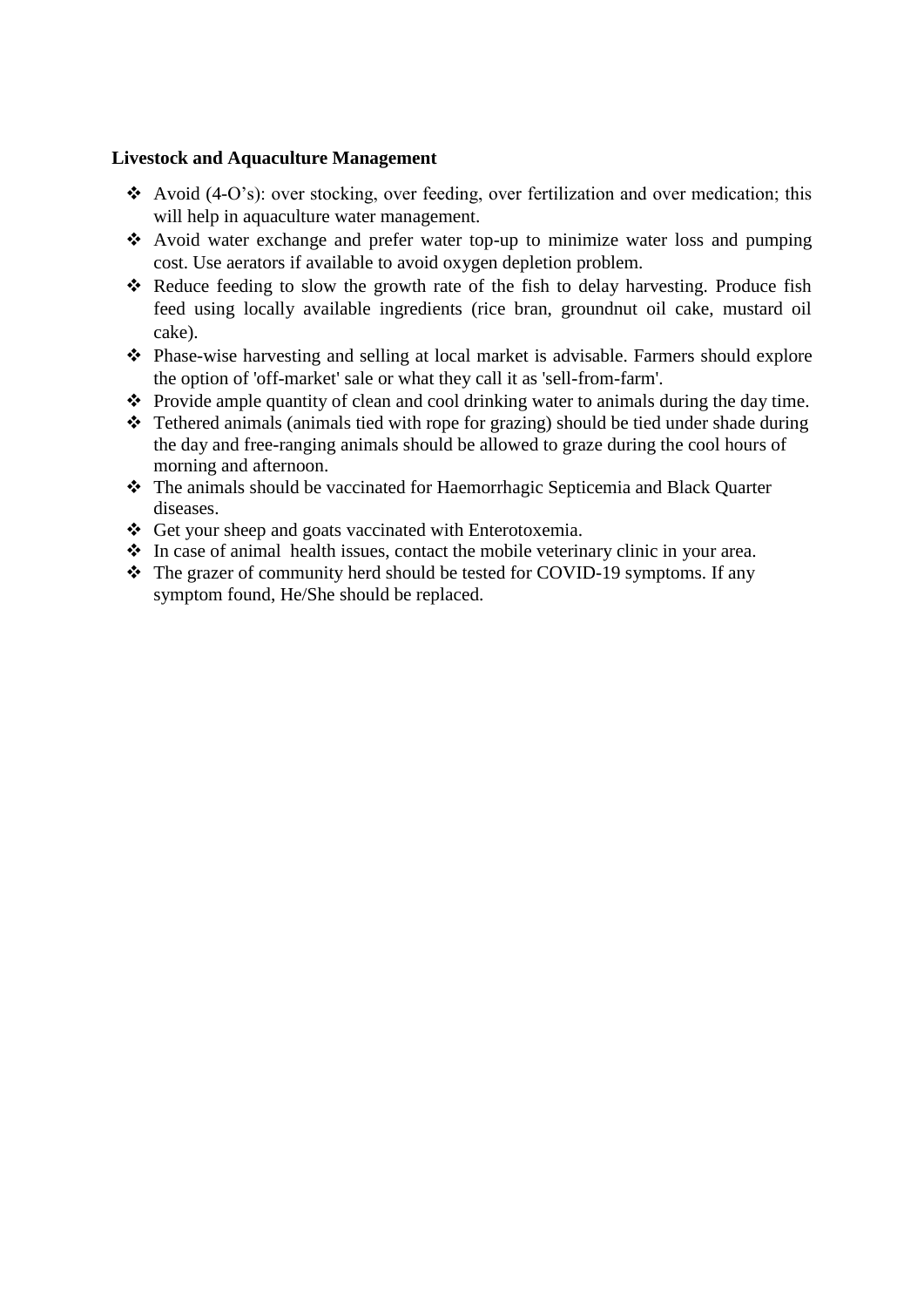**Livestock and Aquaculture Management**

- Avoid (4-O's): over stocking, over feeding, over fertilization and over medication; this will help in aquaculture water management.
- Avoid water exchange and prefer water top-up to minimize water loss and pumping cost. Use aerators if available to avoid oxygen depletion problem.
- Reduce feeding to slow the growth rate of the fish to delay harvesting. Produce fish feed using locally available ingredients (rice bran, groundnut oil cake, mustard oil cake).
- Phase-wise harvesting and selling at local market is advisable. Farmers should explore the option of 'off-market' sale or what they call it as 'sell-from-farm'.
- Provide ample quantity of clean and cool drinking water to animals during the day time.
- Tethered animals (animals tied with rope for grazing) should be tied under shade during the day and free-ranging animals should be allowed to graze during the cool hours of morning and afternoon.
- The animals should be vaccinated for Haemorrhagic Septicemia and Black Quarter diseases.
- Get your sheep and goats vaccinated with Enterotoxemia.
- In case of animal health issues, contact the mobile veterinary clinic in your area.
- The grazer of community herd should be tested for COVID-19 symptoms. If any symptom found, He/She should be replaced.